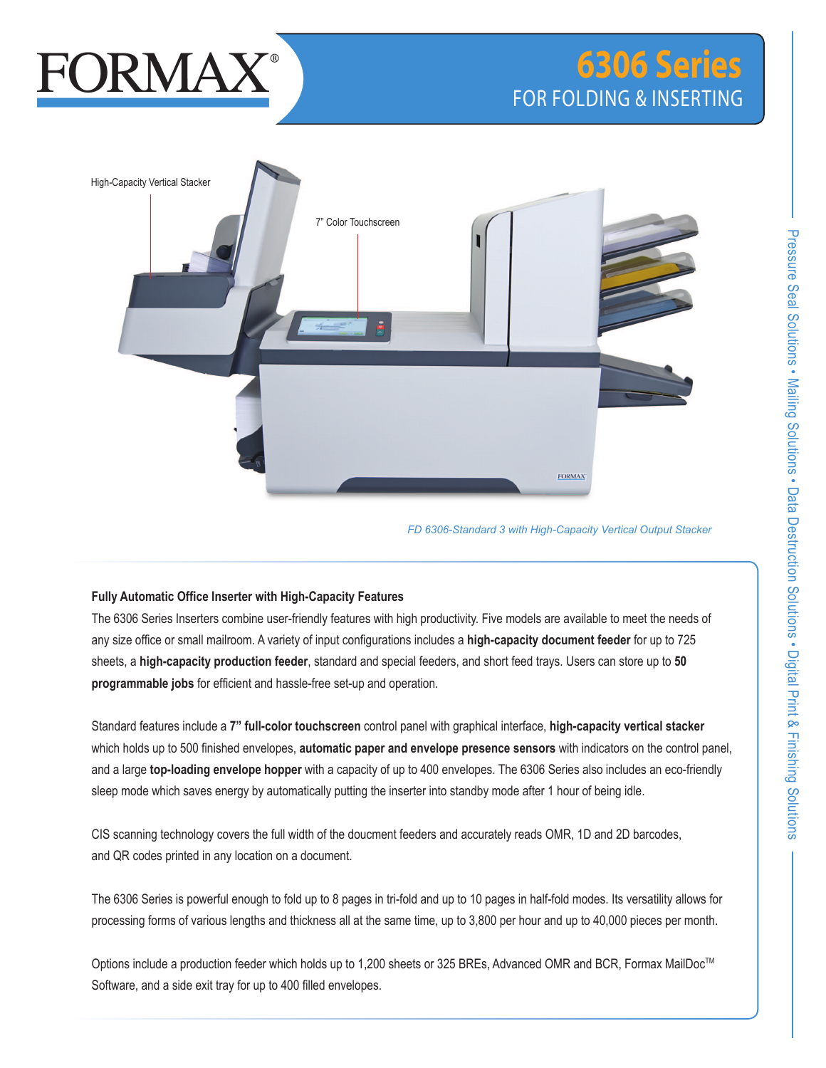# FORMAX®

## 6306 Series

## FOR FOLDING & INSERTING

High-Capacity Vertical Stacker

7" Color Touchscreen

*FD 6306-Standard 3 with High-Capacity Vertical Output Stacker*

### Fully Automatic Office Inserter with High-Capacity Features

The 6306 Series Inserters combine user-friendly features with high productivity. Five models are available to meet the needs of any size office or small mailroom. A variety of input configurations includes a **high-capacity document feeder** for up to 725 sheets, a **high-capacity production feeder**, standard and special feeders, and short feed trays. Users can store up to **50 programmable jobs** for efficient and hassle-free set-up and operation.

Standard features include a **7" full-color touchscreen** control panel with graphical interface, **high-capacity vertical stacker** which holds up to 500 finished envelopes, **automatic paper and envelope presence sensors** with indicators on the control panel, and a large **top-loading envelope hopper** with a capacity of up to 400 envelopes. The 6306 Series also includes an eco-friendly sleep mode which saves energy by automatically putting the inserter into standby mode after 1 hour of being idle.

CIS scanning technology covers the full width of the doucment feeders and accurately reads OMR, 1D and 2D barcodes, and QR codes printed in any location on a document.

The 6306 Series is powerful enough to fold up to 8 pages in tri-fold and up to 10 pages in half-fold modes. Its versatility allows for processing forms of various lengths and thickness all at the same time, up to 3,800 per hour and up to 40,000 pieces per month.

Options include a production feeder which holds up to 1,200 sheets or 325 BREs, Advanced OMR and BCR, Formax MailDoc™ Software, and a side exit tray for up to 400 filled envelopes.

Pressure Seal Solutions • Mailing Solutions • Data Destruction Solutions • Digital Print & Finishing Solutions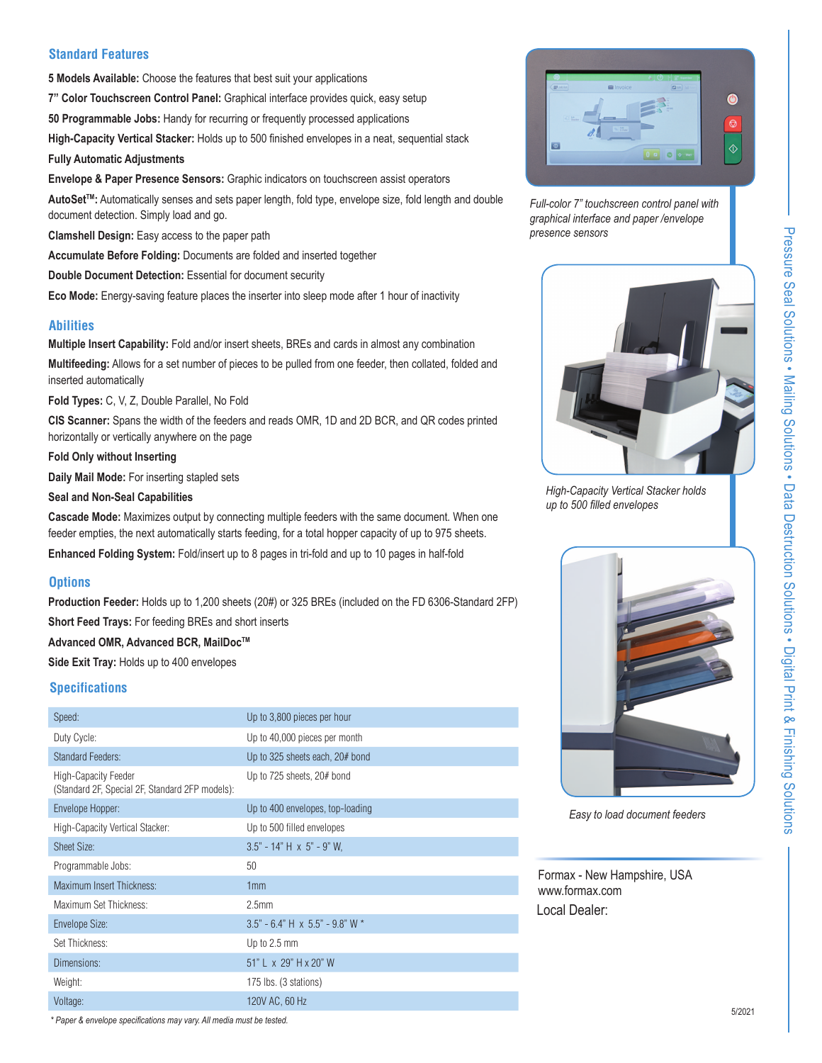## Standard Features

**5 Models Available:** Choose the features that best suit your applications

**7" Color Touchscreen Control Panel:** Graphical interface provides quick, easy setup

**50 Programmable Jobs:** Handy for recurring or frequently processed applications

**High-Capacity Vertical Stacker:** Holds up to 500 finished envelopes in a neat, sequential stack

**Fully Automatic Adjustments**

**Envelope & Paper Presence Sensors:** Graphic indicators on touchscreen assist operators

**AutoSet™:** Automatically senses and sets paper length, fold type, envelope size, fold length and double document detection. Simply load and go.

**Clamshell Design:** Easy access to the paper path

**Accumulate Before Folding:** Documents are folded and inserted together

**Double Document Detection:** Essential for document security

**Eco Mode:** Energy-saving feature places the inserter into sleep mode after 1 hour of inactivity

## Abilities

**Multiple Insert Capability:** Fold and/or insert sheets, BREs and cards in almost any combination

**Multifeeding:** Allows for a set number of pieces to be pulled from one feeder, then collated, folded and inserted automatically

**Fold Types:** C, V, Z, Double Parallel, No Fold

**CIS Scanner:** Spans the width of the feeders and reads OMR, 1D and 2D BCR, and QR codes printed horizontally or vertically anywhere on the page

**Fold Only without Inserting**

**Daily Mail Mode:** For inserting stapled sets

**Seal and Non-Seal Capabilities**

**Cascade Mode:** Maximizes output by connecting multiple feeders with the same document. When one feeder empties, the next automatically starts feeding, for a total hopper capacity of up to 975 sheets.

**Enhanced Folding System:** Fold/insert up to 8 pages in tri-fold and up to 10 pages in half-fold

## Options

**Production Feeder:** Holds up to 1,200 sheets (20#) or 325 BREs (included on the FD 6306-Standard 2FP)

**Short Feed Trays:** For feeding BREs and short inserts

**Advanced OMR, Advanced BCR, MailDoc™**

**Side Exit Tray:** Holds up to 400 envelopes

## Specifications

| | |
|---|---|
| Speed: | Up to 3,800 pieces per hour |
| Duty Cycle: | Up to 40,000 pieces per month |
| Standard Feeders: | Up to 325 sheets each, 20# bond |
| High-Capacity Feeder (Standard 2F, Special 2F, Standard 2FP models): | Up to 725 sheets, 20# bond |
| Envelope Hopper: | Up to 400 envelopes, top-loading |
| High-Capacity Vertical Stacker: | Up to 500 filled envelopes |
| Sheet Size: | 3.5" - 14" H x 5" - 9" W, |
| Programmable Jobs: | 50 |
| Maximum Insert Thickness: | 1mm |
| Maximum Set Thickness: | 2.5mm |
| Envelope Size: | 3.5" - 6.4" H x 5.5" - 9.8" W * |
| Set Thickness: | Up to 2.5 mm |
| Dimensions: | 51" L x 29" H x 20" W |
| Weight: | 175 lbs. (3 stations) |
| Voltage: | 120V AC, 60 Hz |

*\* Paper & envelope specifications may vary. All media must be tested.*

*Full-color 7" touchscreen control panel with graphical interface and paper /envelope presence sensors*

*High-Capacity Vertical Stacker holds up to 500 filled envelopes*

*Easy to load document feeders*

Formax - New Hampshire, USA
www.formax.com

Local Dealer:

5/2021

Pressure Seal Solutions • Mailing Solutions • Data Destruction Solutions • Digital Print & Finishing Solutions